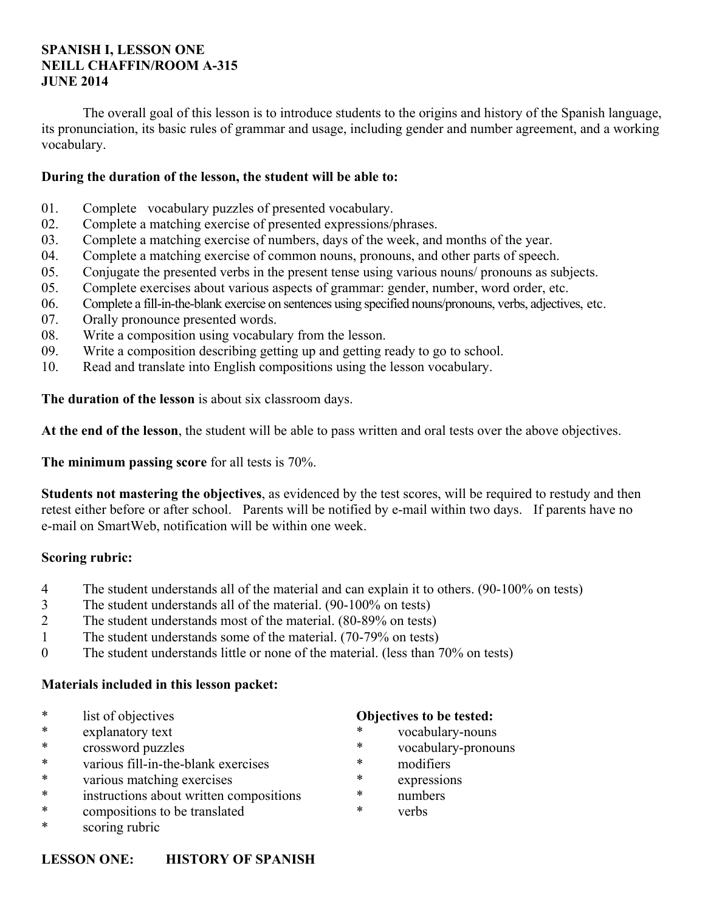**SPANISH I, LESSON ONE**
**NEILL CHAFFIN/ROOM A-315**
**JUNE 2014**

The overall goal of this lesson is to introduce students to the origins and history of the Spanish language, its pronunciation, its basic rules of grammar and usage, including gender and number agreement, and a working vocabulary.

**During the duration of the lesson, the student will be able to:**

01. Complete vocabulary puzzles of presented vocabulary.
02. Complete a matching exercise of presented expressions/phrases.
03. Complete a matching exercise of numbers, days of the week, and months of the year.
04. Complete a matching exercise of common nouns, pronouns, and other parts of speech.
05. Conjugate the presented verbs in the present tense using various nouns/ pronouns as subjects.
05. Complete exercises about various aspects of grammar: gender, number, word order, etc.
06. Complete a fill-in-the-blank exercise on sentences using specified nouns/pronouns, verbs, adjectives, etc.
07. Orally pronounce presented words.
08. Write a composition using vocabulary from the lesson.
09. Write a composition describing getting up and getting ready to go to school.
10. Read and translate into English compositions using the lesson vocabulary.

**The duration of the lesson** is about six classroom days.

**At the end of the lesson**, the student will be able to pass written and oral tests over the above objectives.

**The minimum passing score** for all tests is 70%.

**Students not mastering the objectives**, as evidenced by the test scores, will be required to restudy and then retest either before or after school. Parents will be notified by e-mail within two days. If parents have no e-mail on SmartWeb, notification will be within one week.

**Scoring rubric:**

- 4 The student understands all of the material and can explain it to others. (90-100% on tests)
- 3 The student understands all of the material. (90-100% on tests)
- 2 The student understands most of the material. (80-89% on tests)
- 1 The student understands some of the material. (70-79% on tests)
- 0 The student understands little or none of the material. (less than 70% on tests)

**Materials included in this lesson packet:**

- list of objectives
- explanatory text
- crossword puzzles
- various fill-in-the-blank exercises
- various matching exercises
- instructions about written compositions
- compositions to be translated
- scoring rubric

**Objectives to be tested:**

- vocabulary-nouns
- vocabulary-pronouns
- modifiers
- expressions
- numbers
- verbs

## LESSON ONE: HISTORY OF SPANISH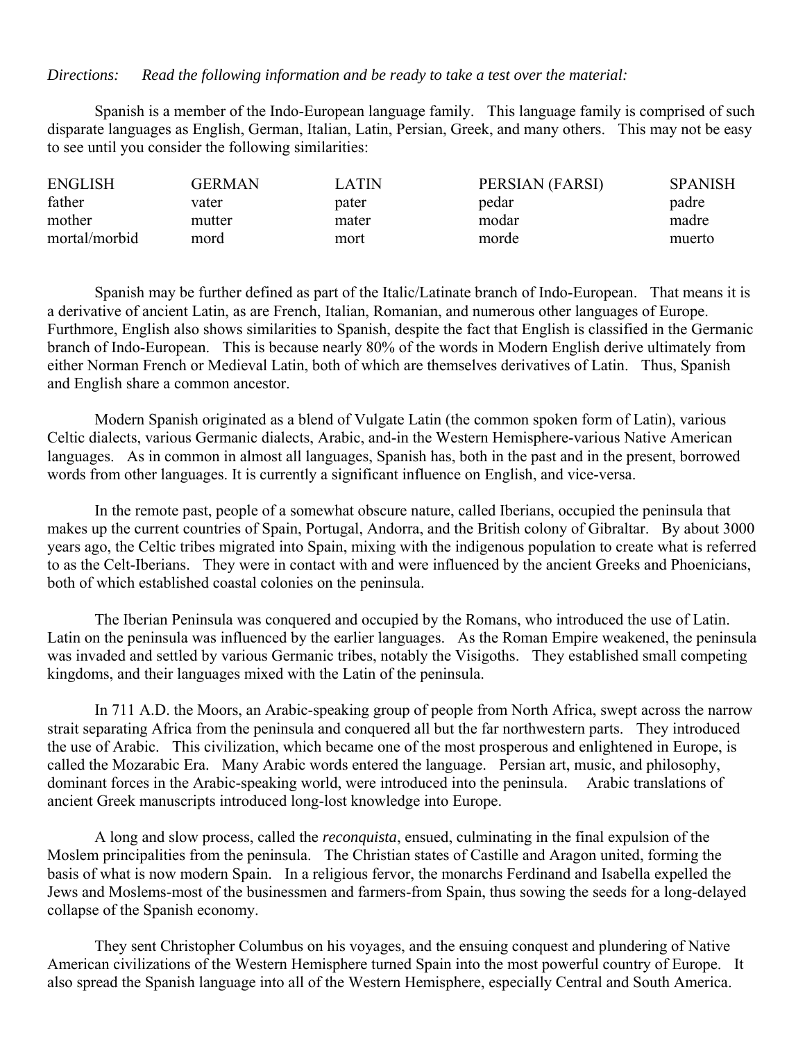*Directions: Read the following information and be ready to take a test over the material:*

Spanish is a member of the Indo-European language family. This language family is comprised of such disparate languages as English, German, Italian, Latin, Persian, Greek, and many others. This may not be easy to see until you consider the following similarities:

| ENGLISH | GERMAN | LATIN | PERSIAN (FARSI) | SPANISH |
|---|---|---|---|---|
| father | vater | pater | pedar | padre |
| mother | mutter | mater | modar | madre |
| mortal/morbid | mord | mort | morde | muerto |

Spanish may be further defined as part of the Italic/Latinate branch of Indo-European. That means it is a derivative of ancient Latin, as are French, Italian, Romanian, and numerous other languages of Europe. Furthmore, English also shows similarities to Spanish, despite the fact that English is classified in the Germanic branch of Indo-European. This is because nearly 80% of the words in Modern English derive ultimately from either Norman French or Medieval Latin, both of which are themselves derivatives of Latin. Thus, Spanish and English share a common ancestor.

Modern Spanish originated as a blend of Vulgate Latin (the common spoken form of Latin), various Celtic dialects, various Germanic dialects, Arabic, and-in the Western Hemisphere-various Native American languages. As in common in almost all languages, Spanish has, both in the past and in the present, borrowed words from other languages. It is currently a significant influence on English, and vice-versa.

In the remote past, people of a somewhat obscure nature, called Iberians, occupied the peninsula that makes up the current countries of Spain, Portugal, Andorra, and the British colony of Gibraltar. By about 3000 years ago, the Celtic tribes migrated into Spain, mixing with the indigenous population to create what is referred to as the Celt-Iberians. They were in contact with and were influenced by the ancient Greeks and Phoenicians, both of which established coastal colonies on the peninsula.

The Iberian Peninsula was conquered and occupied by the Romans, who introduced the use of Latin. Latin on the peninsula was influenced by the earlier languages. As the Roman Empire weakened, the peninsula was invaded and settled by various Germanic tribes, notably the Visigoths. They established small competing kingdoms, and their languages mixed with the Latin of the peninsula.

In 711 A.D. the Moors, an Arabic-speaking group of people from North Africa, swept across the narrow strait separating Africa from the peninsula and conquered all but the far northwestern parts. They introduced the use of Arabic. This civilization, which became one of the most prosperous and enlightened in Europe, is called the Mozarabic Era. Many Arabic words entered the language. Persian art, music, and philosophy, dominant forces in the Arabic-speaking world, were introduced into the peninsula. Arabic translations of ancient Greek manuscripts introduced long-lost knowledge into Europe.

A long and slow process, called the *reconquista*, ensued, culminating in the final expulsion of the Moslem principalities from the peninsula. The Christian states of Castille and Aragon united, forming the basis of what is now modern Spain. In a religious fervor, the monarchs Ferdinand and Isabella expelled the Jews and Moslems-most of the businessmen and farmers-from Spain, thus sowing the seeds for a long-delayed collapse of the Spanish economy.

They sent Christopher Columbus on his voyages, and the ensuing conquest and plundering of Native American civilizations of the Western Hemisphere turned Spain into the most powerful country of Europe. It also spread the Spanish language into all of the Western Hemisphere, especially Central and South America.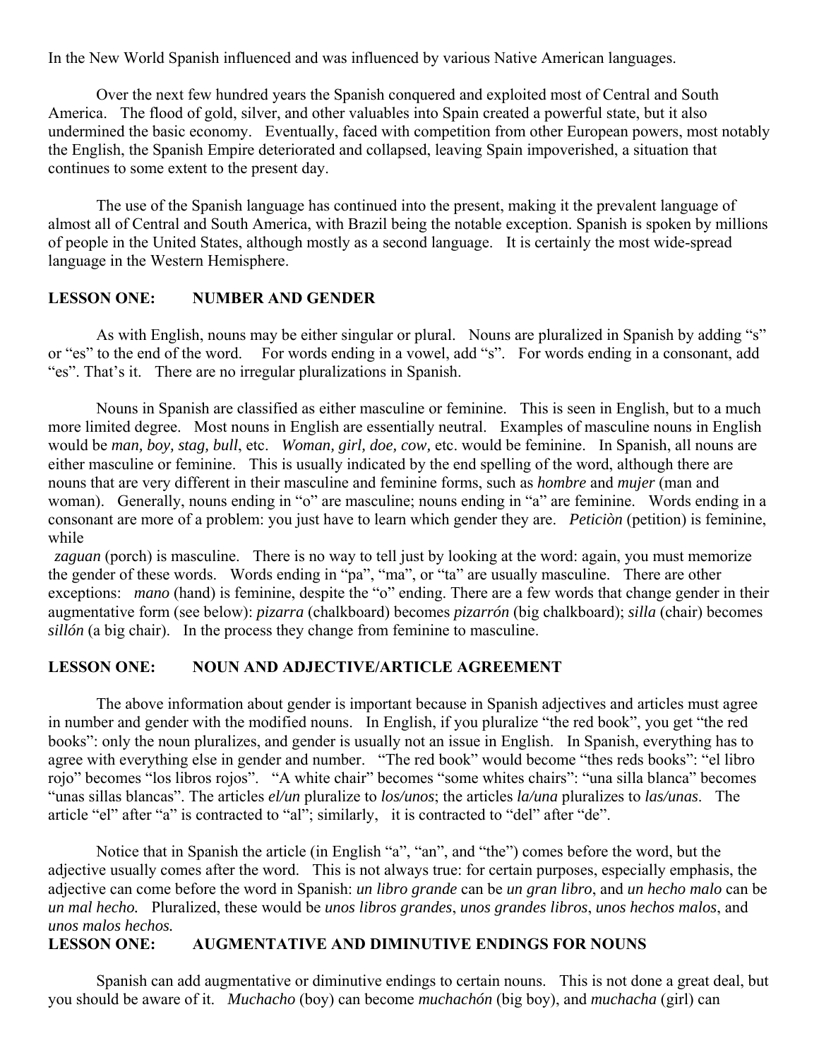In the New World Spanish influenced and was influenced by various Native American languages.

Over the next few hundred years the Spanish conquered and exploited most of Central and South America. The flood of gold, silver, and other valuables into Spain created a powerful state, but it also undermined the basic economy. Eventually, faced with competition from other European powers, most notably the English, the Spanish Empire deteriorated and collapsed, leaving Spain impoverished, a situation that continues to some extent to the present day.

The use of the Spanish language has continued into the present, making it the prevalent language of almost all of Central and South America, with Brazil being the notable exception. Spanish is spoken by millions of people in the United States, although mostly as a second language. It is certainly the most wide-spread language in the Western Hemisphere.

## LESSON ONE: NUMBER AND GENDER

As with English, nouns may be either singular or plural. Nouns are pluralized in Spanish by adding "s" or "es" to the end of the word. For words ending in a vowel, add "s". For words ending in a consonant, add "es". That's it. There are no irregular pluralizations in Spanish.

Nouns in Spanish are classified as either masculine or feminine. This is seen in English, but to a much more limited degree. Most nouns in English are essentially neutral. Examples of masculine nouns in English would be *man, boy, stag, bull*, etc. *Woman, girl, doe, cow,* etc. would be feminine. In Spanish, all nouns are either masculine or feminine. This is usually indicated by the end spelling of the word, although there are nouns that are very different in their masculine and feminine forms, such as *hombre* and *mujer* (man and woman). Generally, nouns ending in "o" are masculine; nouns ending in "a" are feminine. Words ending in a consonant are more of a problem: you just have to learn which gender they are. *Peticiòn* (petition) is feminine, while *zaguan* (porch) is masculine. There is no way to tell just by looking at the word: again, you must memorize the gender of these words. Words ending in "pa", "ma", or "ta" are usually masculine. There are other exceptions: *mano* (hand) is feminine, despite the "o" ending. There are a few words that change gender in their augmentative form (see below): *pizarra* (chalkboard) becomes *pizarrón* (big chalkboard); *silla* (chair) becomes *sillón* (a big chair). In the process they change from feminine to masculine.

## LESSON ONE: NOUN AND ADJECTIVE/ARTICLE AGREEMENT

The above information about gender is important because in Spanish adjectives and articles must agree in number and gender with the modified nouns. In English, if you pluralize "the red book", you get "the red books": only the noun pluralizes, and gender is usually not an issue in English. In Spanish, everything has to agree with everything else in gender and number. "The red book" would become "thes reds books": "el libro rojo" becomes "los libros rojos". "A white chair" becomes "some whites chairs": "una silla blanca" becomes "unas sillas blancas". The articles *el/un* pluralize to *los/unos*; the articles *la/una* pluralizes to *las/unas*. The article "el" after "a" is contracted to "al"; similarly, it is contracted to "del" after "de".

Notice that in Spanish the article (in English "a", "an", and "the") comes before the word, but the adjective usually comes after the word. This is not always true: for certain purposes, especially emphasis, the adjective can come before the word in Spanish: *un libro grande* can be *un gran libro*, and *un hecho malo* can be *un mal hecho.* Pluralized, these would be *unos libros grandes*, *unos grandes libros*, *unos hechos malos*, and *unos malos hechos.*

## LESSON ONE: AUGMENTATIVE AND DIMINUTIVE ENDINGS FOR NOUNS

Spanish can add augmentative or diminutive endings to certain nouns. This is not done a great deal, but you should be aware of it. *Muchacho* (boy) can become *muchachón* (big boy), and *muchacha* (girl) can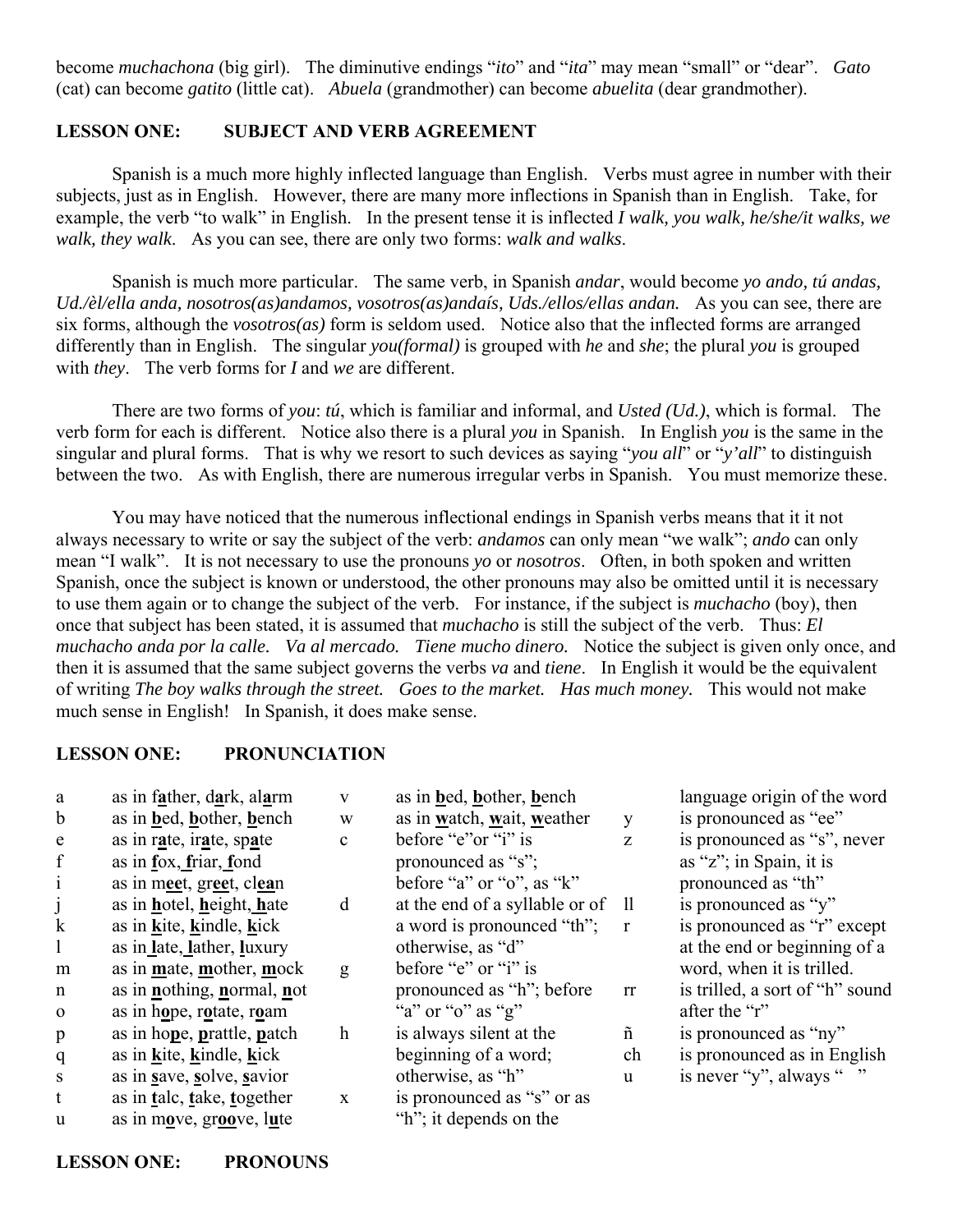become *muchachona* (big girl). The diminutive endings "*ito*" and "*ita*" may mean "small" or "dear". *Gato* (cat) can become *gatito* (little cat). *Abuela* (grandmother) can become *abuelita* (dear grandmother).

## LESSON ONE: SUBJECT AND VERB AGREEMENT

Spanish is a much more highly inflected language than English. Verbs must agree in number with their subjects, just as in English. However, there are many more inflections in Spanish than in English. Take, for example, the verb "to walk" in English. In the present tense it is inflected *I walk, you walk, he/she/it walks, we walk, they walk*. As you can see, there are only two forms: *walk and walks*.

Spanish is much more particular. The same verb, in Spanish *andar*, would become *yo ando, tú andas, Ud./èl/ella anda, nosotros(as)andamos, vosotros(as)andaís, Uds./ellos/ellas andan.* As you can see, there are six forms, although the *vosotros(as)* form is seldom used. Notice also that the inflected forms are arranged differently than in English. The singular *you(formal)* is grouped with *he* and *she*; the plural *you* is grouped with *they*. The verb forms for ***I*** and *we* are different.

There are two forms of *you*: *tú*, which is familiar and informal, and *Usted (Ud.)*, which is formal. The verb form for each is different. Notice also there is a plural *you* in Spanish. In English *you* is the same in the singular and plural forms. That is why we resort to such devices as saying "*you all*" or "*y'all*" to distinguish between the two. As with English, there are numerous irregular verbs in Spanish. You must memorize these.

You may have noticed that the numerous inflectional endings in Spanish verbs means that it it not always necessary to write or say the subject of the verb: *andamos* can only mean "we walk"; *ando* can only mean "I walk". It is not necessary to use the pronouns *yo* or *nosotros*. Often, in both spoken and written Spanish, once the subject is known or understood, the other pronouns may also be omitted until it is necessary to use them again or to change the subject of the verb. For instance, if the subject is *muchacho* (boy), then once that subject has been stated, it is assumed that *muchacho* is still the subject of the verb. Thus: *El muchacho anda por la calle. Va al mercado. Tiene mucho dinero.* Notice the subject is given only once, and then it is assumed that the same subject governs the verbs *va* and *tiene*. In English it would be the equivalent of writing *The boy walks through the street. Goes to the market. Has much money.* This would not make much sense in English! In Spanish, it does make sense.

## LESSON ONE: PRONUNCIATION

| | |
|---|---|
| a | as in f**a**ther, d**a**rk, al**a**rm |
| b | as in **b**ed, **b**other, **b**ench |
| e | as in r**a**te, ir**a**te, sp**a**te |
| f | as in **f**ox, **f**riar, **f**ond |
| i | as in m**ee**t, gr**ee**t, cl**ea**n |
| j | as in **h**otel, **h**eight, **h**ate |
| k | as in **k**ite, **k**indle, **k**ick |
| l | as in **l**ate, **l**ather, **l**uxury |
| m | as in **m**ate, **m**other, **m**ock |
| n | as in **n**othing, **n**ormal, **n**ot |
| o | as in h**o**pe, r**o**tate, r**o**am |
| p | as in ho**p**e, **p**rattle, **p**atch |
| q | as in **k**ite, **k**indle, **k**ick |
| s | as in **s**ave, **s**olve, **s**avior |
| t | as in **t**alc, **t**ake, **t**ogether |
| u | as in m**o**ve, gr**oo**ve, l**u**te |
| v | as in **b**ed, **b**other, **b**ench |
| w | as in **w**atch, **w**ait, **w**eather |
| c | before "e"or "i" is pronounced as "s"; before "a" or "o", as "k" |
| d | at the end of a syllable or of a word is pronounced "th"; otherwise, as "d" |
| g | before "e" or "i" is pronounced as "h"; before "a" or "o" as "g" |
| h | is always silent at the beginning of a word; otherwise, as "h" |
| x | is pronounced as "s" or as "h"; it depends on the language origin of the word |
| y | is pronounced as "ee" |
| z | is pronounced as "s", never as "z"; in Spain, it is pronounced as "th" |
| ll | is pronounced as "y" |
| r | is pronounced as "r" except at the end or beginning of a word, when it is trilled. |
| rr | is trilled, a sort of "h" sound after the "r" |
| ñ | is pronounced as "ny" |
| ch | is pronounced as in English |
| u | is never "y", always " " |

## LESSON ONE: PRONOUNS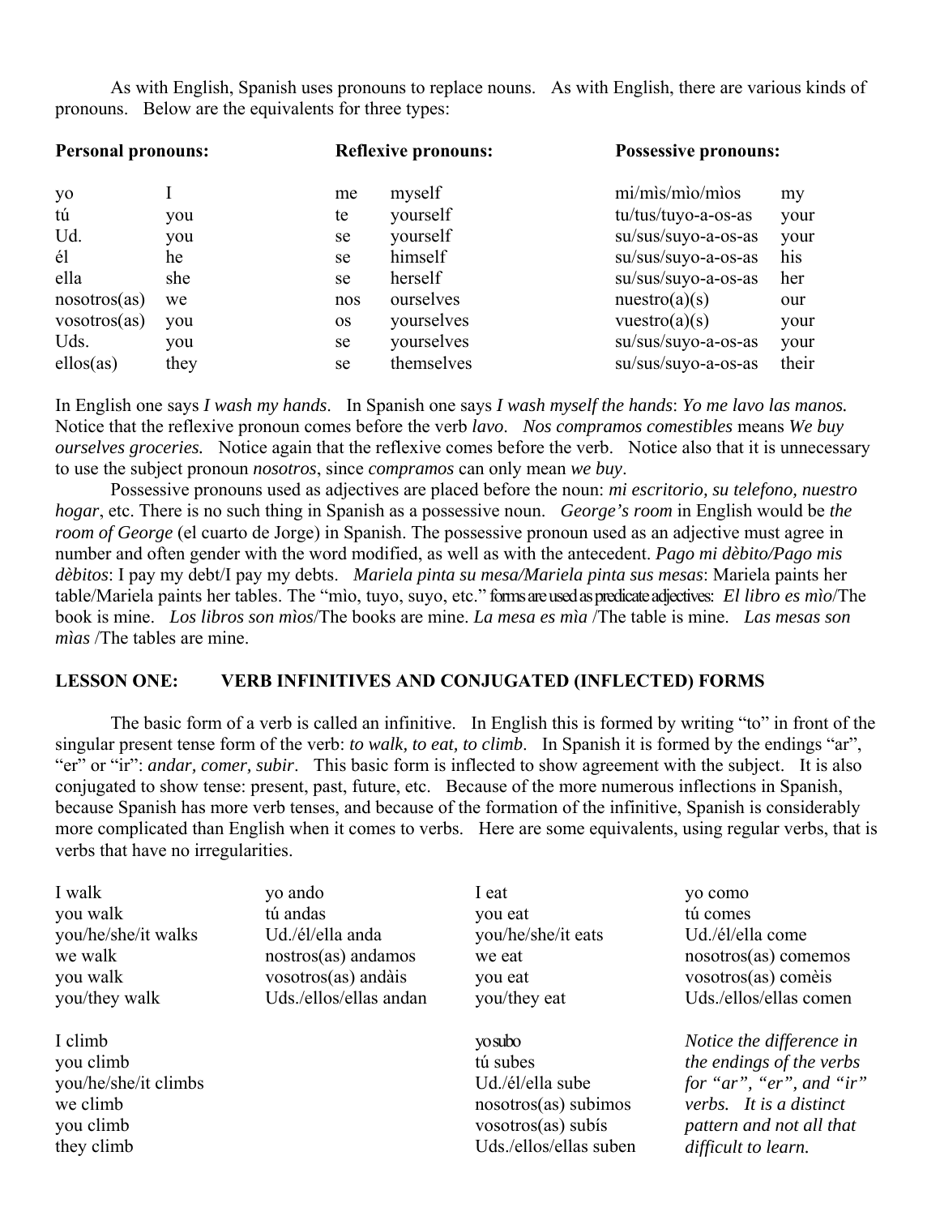As with English, Spanish uses pronouns to replace nouns. As with English, there are various kinds of pronouns. Below are the equivalents for three types:

| **Personal pronouns:** | | **Reflexive pronouns:** | | **Possessive pronouns:** | |
|---|---|---|---|---|---|
| yo | I | me | myself | mi/mìs/mìo/mìos | my |
| tú | you | te | yourself | tu/tus/tuyo-a-os-as | your |
| Ud. | you | se | yourself | su/sus/suyo-a-os-as | your |
| él | he | se | himself | su/sus/suyo-a-os-as | his |
| ella | she | se | herself | su/sus/suyo-a-os-as | her |
| nosotros(as) | we | nos | ourselves | nuestro(a)(s) | our |
| vosotros(as) | you | os | yourselves | vuestro(a)(s) | your |
| Uds. | you | se | yourselves | su/sus/suyo-a-os-as | your |
| ellos(as) | they | se | themselves | su/sus/suyo-a-os-as | their |

In English one says *I wash my hands*. In Spanish one says *I wash myself the hands*: *Yo me lavo las manos.* Notice that the reflexive pronoun comes before the verb *lavo*. *Nos compramos comestibles* means *We buy ourselves groceries.* Notice again that the reflexive comes before the verb. Notice also that it is unnecessary to use the subject pronoun *nosotros*, since *compramos* can only mean *we buy*.

Possessive pronouns used as adjectives are placed before the noun: *mi escritorio, su telefono, nuestro hogar*, etc. There is no such thing in Spanish as a possessive noun. *George's room* in English would be *the room of George* (el cuarto de Jorge) in Spanish. The possessive pronoun used as an adjective must agree in number and often gender with the word modified, as well as with the antecedent. *Pago mi dèbito/Pago mis dèbitos*: I pay my debt/I pay my debts. *Mariela pinta su mesa/Mariela pinta sus mesas*: Mariela paints her table/Mariela paints her tables. The "mìo, tuyo, suyo, etc." forms are used as predicate adjectives: *El libro es mìo*/The book is mine. *Los libros son mìos*/The books are mine. *La mesa es mìa* /The table is mine. *Las mesas son mìas* /The tables are mine.

## LESSON ONE: VERB INFINITIVES AND CONJUGATED (INFLECTED) FORMS

The basic form of a verb is called an infinitive. In English this is formed by writing "to" in front of the singular present tense form of the verb: *to walk, to eat, to climb*. In Spanish it is formed by the endings "ar", "er" or "ir": *andar, comer, subir*. This basic form is inflected to show agreement with the subject. It is also conjugated to show tense: present, past, future, etc. Because of the more numerous inflections in Spanish, because Spanish has more verb tenses, and because of the formation of the infinitive, Spanish is considerably more complicated than English when it comes to verbs. Here are some equivalents, using regular verbs, that is verbs that have no irregularities.

| | | | |
|---|---|---|---|
| I walk | yo ando | I eat | yo como |
| you walk | tú andas | you eat | tú comes |
| you/he/she/it walks | Ud./él/ella anda | you/he/she/it eats | Ud./él/ella come |
| we walk | nostros(as) andamos | we eat | nosotros(as) comemos |
| you walk | vosotros(as) andàis | you eat | vosotros(as) comèis |
| you/they walk | Uds./ellos/ellas andan | you/they eat | Uds./ellos/ellas comen |

| | | |
|---|---|---|
| I climb | yo subo | *Notice the difference in* |
| you climb | tú subes | *the endings of the verbs* |
| you/he/she/it climbs | Ud./él/ella sube | *for "ar", "er", and "ir"* |
| we climb | nosotros(as) subimos | *verbs. It is a distinct* |
| you climb | vosotros(as) subís | *pattern and not all that* |
| they climb | Uds./ellos/ellas suben | *difficult to learn.* |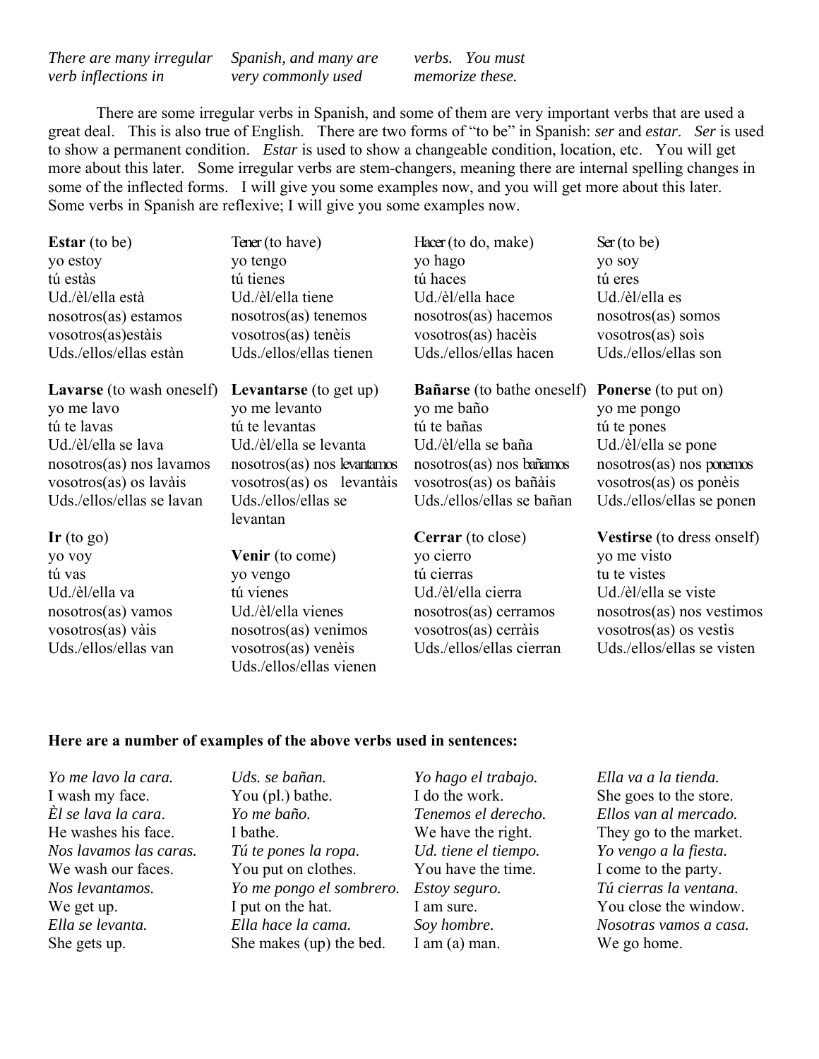*There are many irregular verb inflections in Spanish, and many are very commonly used verbs. You must memorize these.*

There are some irregular verbs in Spanish, and some of them are very important verbs that are used a great deal. This is also true of English. There are two forms of "to be" in Spanish: *ser* and *estar*. *Ser* is used to show a permanent condition. *Estar* is used to show a changeable condition, location, etc. You will get more about this later. Some irregular verbs are stem-changers, meaning there are internal spelling changes in some of the inflected forms. I will give you some examples now, and you will get more about this later. Some verbs in Spanish are reflexive; I will give you some examples now.

| **Estar** (to be) | Tener (to have) | Hacer (to do, make) | Ser (to be) |
|---|---|---|---|
| yo estoy | yo tengo | yo hago | yo soy |
| tú estàs | tú tienes | tú haces | tú eres |
| Ud./èl/ella està | Ud./èl/ella tiene | Ud./èl/ella hace | Ud./èl/ella es |
| nosotros(as) estamos | nosotros(as) tenemos | nosotros(as) hacemos | nosotros(as) somos |
| vosotros(as)estàis | vosotros(as) tenèis | vosotros(as) hacèis | vosotros(as) soìs |
| Uds./ellos/ellas estàn | Uds./ellos/ellas tienen | Uds./ellos/ellas hacen | Uds./ellos/ellas son |

| **Lavarse** (to wash oneself) | **Levantarse** (to get up) | **Bañarse** (to bathe oneself) | **Ponerse** (to put on) |
|---|---|---|---|
| yo me lavo | yo me levanto | yo me baño | yo me pongo |
| tú te lavas | tú te levantas | tú te bañas | tú te pones |
| Ud./èl/ella se lava | Ud./èl/ella se levanta | Ud./èl/ella se baña | Ud./èl/ella se pone |
| nosotros(as) nos lavamos | nosotros(as) nos levantamos | nosotros(as) nos bañamos | nosotros(as) nos ponemos |
| vosotros(as) os lavàis | vosotros(as) os levantàis | vosotros(as) os bañàis | vosotros(as) os ponèis |
| Uds./ellos/ellas se lavan | Uds./ellos/ellas se levantan | Uds./ellos/ellas se bañan | Uds./ellos/ellas se ponen |

| **Ir** (to go) | **Venir** (to come) | **Cerrar** (to close) | **Vestirse** (to dress onself) |
|---|---|---|---|
| yo voy | yo vengo | yo cierro | yo me visto |
| tú vas | tú vienes | tú cierras | tu te vistes |
| Ud./èl/ella va | Ud./èl/ella vienes | Ud./èl/ella cierra | Ud./èl/ella se viste |
| nosotros(as) vamos | nosotros(as) venimos | nosotros(as) cerramos | nosotros(as) nos vestimos |
| vosotros(as) vàis | vosotros(as) venèis | vosotros(as) cerràis | vosotros(as) os vestìs |
| Uds./ellos/ellas van | Uds./ellos/ellas vienen | Uds./ellos/ellas cierran | Uds./ellos/ellas se visten |

**Here are a number of examples of the above verbs used in sentences:**

*Yo me lavo la cara.*
I wash my face.
*Èl se lava la cara.*
He washes his face.
*Nos lavamos las caras.*
We wash our faces.
*Nos levantamos.*
We get up.
*Ella se levanta.*
She gets up.

*Uds. se bañan.*
You (pl.) bathe.
*Yo me baño.*
I bathe.
*Tú te pones la ropa.*
You put on clothes.
*Yo me pongo el sombrero.*
I put on the hat.
*Ella hace la cama.*
She makes (up) the bed.

*Yo hago el trabajo.*
I do the work.
*Tenemos el derecho.*
We have the right.
*Ud. tiene el tiempo.*
You have the time.
*Estoy seguro.*
I am sure.
*Soy hombre.*
I am (a) man.

*Ella va a la tienda.*
She goes to the store.
*Ellos van al mercado.*
They go to the market.
*Yo vengo a la fiesta.*
I come to the party.
*Tú cierras la ventana.*
You close the window.
*Nosotras vamos a casa.*
We go home.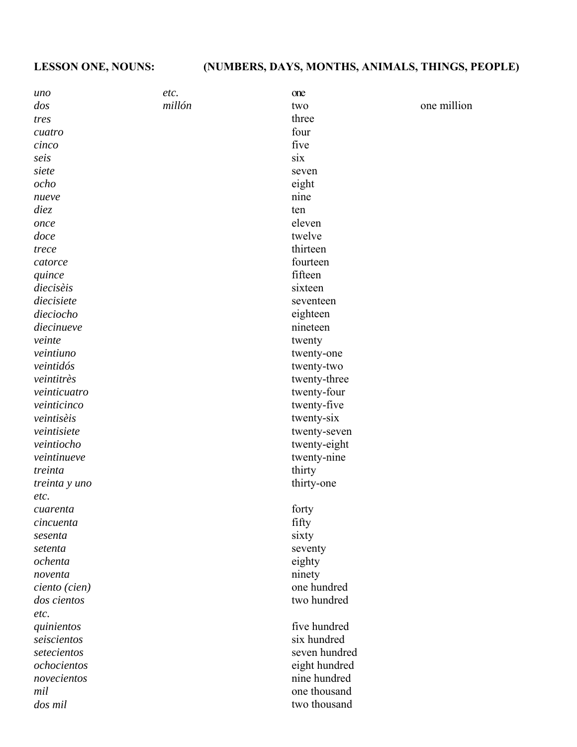**LESSON ONE, NOUNS: (NUMBERS, DAYS, MONTHS, ANIMALS, THINGS, PEOPLE)**

| | | | |
|---|---|---|---|
| *uno* | *etc.* | one | |
| *dos* | *millón* | two | one million |
| *tres* | | three | |
| *cuatro* | | four | |
| *cinco* | | five | |
| *seis* | | six | |
| *siete* | | seven | |
| *ocho* | | eight | |
| *nueve* | | nine | |
| *diez* | | ten | |
| *once* | | eleven | |
| *doce* | | twelve | |
| *trece* | | thirteen | |
| *catorce* | | fourteen | |
| *quince* | | fifteen | |
| *diecisèis* | | sixteen | |
| *diecisiete* | | seventeen | |
| *dieciocho* | | eighteen | |
| *diecinueve* | | nineteen | |
| *veinte* | | twenty | |
| *veintiuno* | | twenty-one | |
| *veintidós* | | twenty-two | |
| *veintitrès* | | twenty-three | |
| *veinticuatro* | | twenty-four | |
| *veinticinco* | | twenty-five | |
| *veintisèis* | | twenty-six | |
| *veintisiete* | | twenty-seven | |
| *veintiocho* | | twenty-eight | |
| *veintinueve* | | twenty-nine | |
| *treinta* | | thirty | |
| *treinta y uno* | | thirty-one | |
| *etc.* | | | |
| *cuarenta* | | forty | |
| *cincuenta* | | fifty | |
| *sesenta* | | sixty | |
| *setenta* | | seventy | |
| *ochenta* | | eighty | |
| *noventa* | | ninety | |
| *ciento (cien)* | | one hundred | |
| *dos cientos* | | two hundred | |
| *etc.* | | | |
| *quinientos* | | five hundred | |
| *seiscientos* | | six hundred | |
| *setecientos* | | seven hundred | |
| *ochocientos* | | eight hundred | |
| *novecientos* | | nine hundred | |
| *mil* | | one thousand | |
| *dos mil* | | two thousand | |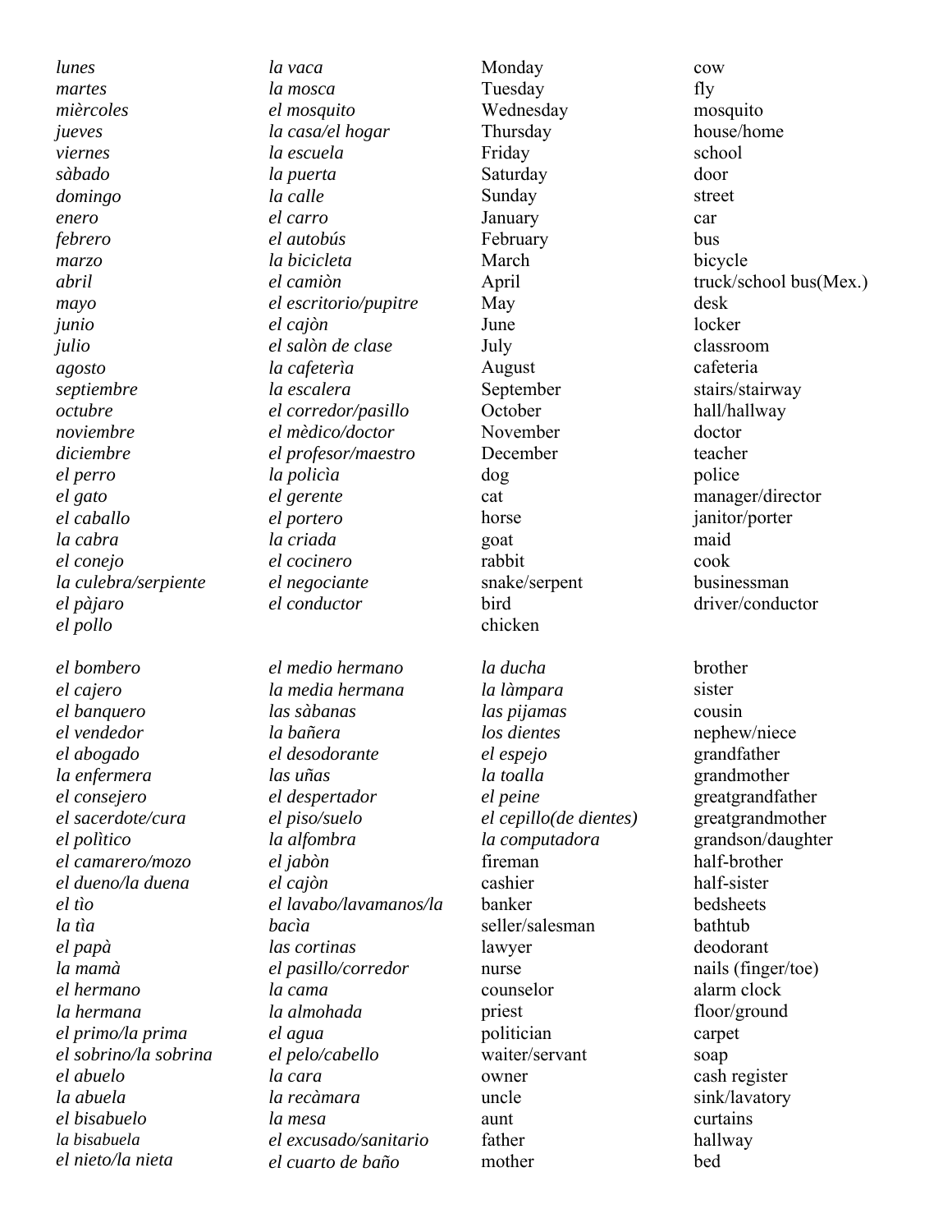| | | | |
|---|---|---|---|
| *lunes* | *la vaca* | Monday | cow |
| *martes* | *la mosca* | Tuesday | fly |
| *mièrcoles* | *el mosquito* | Wednesday | mosquito |
| *jueves* | *la casa/el hogar* | Thursday | house/home |
| *viernes* | *la escuela* | Friday | school |
| *sàbado* | *la puerta* | Saturday | door |
| *domingo* | *la calle* | Sunday | street |
| *enero* | *el carro* | January | car |
| *febrero* | *el autobús* | February | bus |
| *marzo* | *la bicicleta* | March | bicycle |
| *abril* | *el camiòn* | April | truck/school bus(Mex.) |
| *mayo* | *el escritorio/pupitre* | May | desk |
| *junio* | *el cajòn* | June | locker |
| *julio* | *el salòn de clase* | July | classroom |
| *agosto* | *la cafeterìa* | August | cafeteria |
| *septiembre* | *la escalera* | September | stairs/stairway |
| *octubre* | *el corredor/pasillo* | October | hall/hallway |
| *noviembre* | *el mèdico/doctor* | November | doctor |
| *diciembre* | *el profesor/maestro* | December | teacher |
| *el perro* | *la policìa* | dog | police |
| *el gato* | *el gerente* | cat | manager/director |
| *el caballo* | *el portero* | horse | janitor/porter |
| *la cabra* | *la criada* | goat | maid |
| *el conejo* | *el cocinero* | rabbit | cook |
| *la culebra/serpiente* | *el negociante* | snake/serpent | businessman |
| *el pàjaro* | *el conductor* | bird | driver/conductor |
| *el pollo* | | chicken | |

| | | | |
|---|---|---|---|
| *el bombero* | *el medio hermano* | *la ducha* | brother |
| *el cajero* | *la media hermana* | *la làmpara* | sister |
| *el banquero* | *las sàbanas* | *las pijamas* | cousin |
| *el vendedor* | *la bañera* | *los dientes* | nephew/niece |
| *el abogado* | *el desodorante* | *el espejo* | grandfather |
| *la enfermera* | *las uñas* | *la toalla* | grandmother |
| *el consejero* | *el despertador* | *el peine* | greatgrandfather |
| *el sacerdote/cura* | *el piso/suelo* | *el cepillo(de dientes)* | greatgrandmother |
| *el polìtico* | *la alfombra* | *la computadora* | grandson/daughter |
| *el camarero/mozo* | *el jabòn* | fireman | half-brother |
| *el dueno/la duena* | *el cajòn* | cashier | half-sister |
| *el tìo* | *el lavabo/lavamanos/la* | banker | bedsheets |
| *la tìa* | *bacìa* | seller/salesman | bathtub |
| *el papà* | *las cortinas* | lawyer | deodorant |
| *la mamà* | *el pasillo/corredor* | nurse | nails (finger/toe) |
| *el hermano* | *la cama* | counselor | alarm clock |
| *la hermana* | *la almohada* | priest | floor/ground |
| *el primo/la prima* | *el agua* | politician | carpet |
| *el sobrino/la sobrina* | *el pelo/cabello* | waiter/servant | soap |
| *el abuelo* | *la cara* | owner | cash register |
| *la abuela* | *la recàmara* | uncle | sink/lavatory |
| *el bisabuelo* | *la mesa* | aunt | curtains |
| *la bisabuela* | *el excusado/sanitario* | father | hallway |
| *el nieto/la nieta* | *el cuarto de baño* | mother | bed |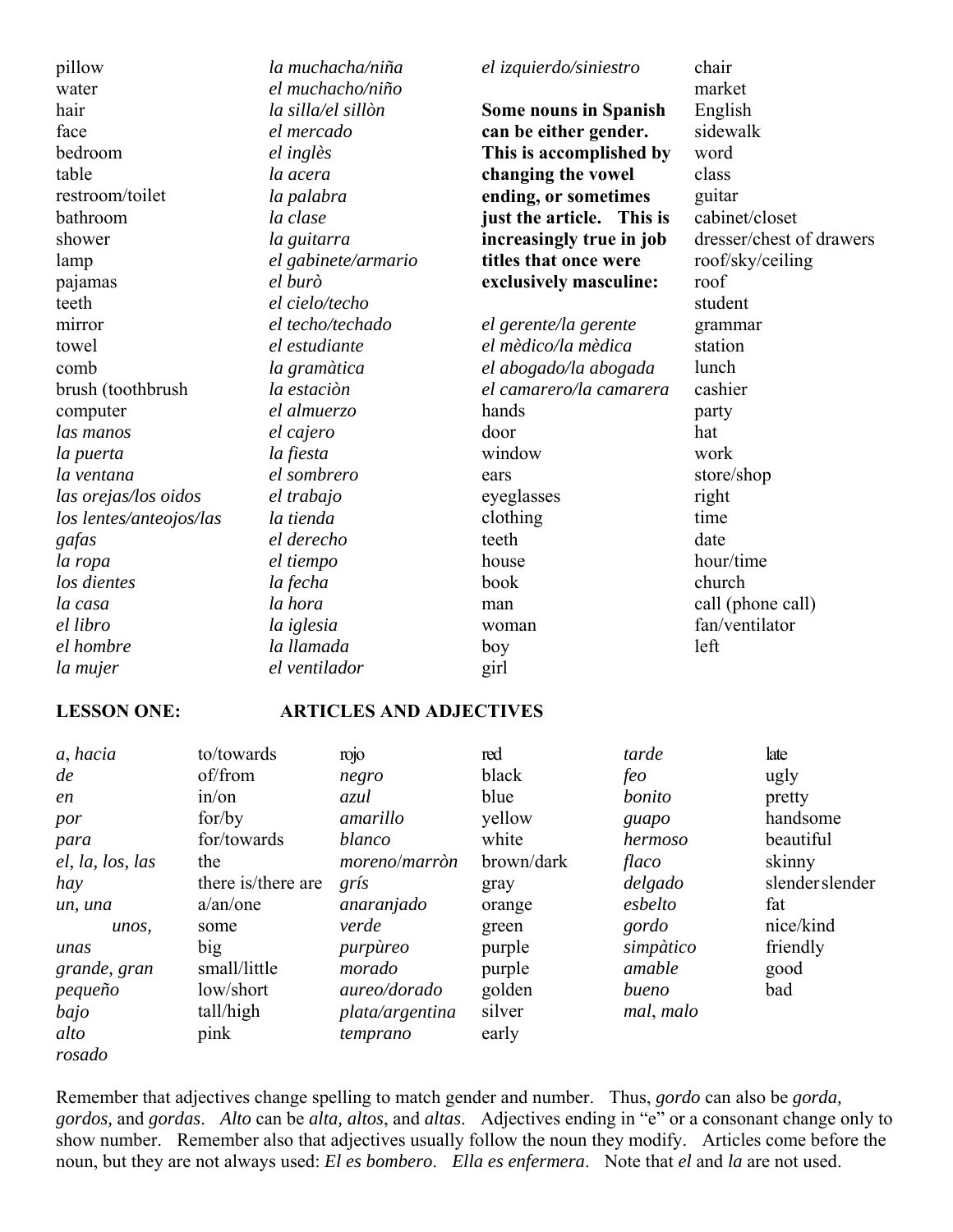pillow
water
hair
face
bedroom
table
restroom/toilet
bathroom
shower
lamp
pajamas
teeth
mirror
towel
comb
brush (toothbrush
computer
*las manos*
*la puerta*
*la ventana*
*las orejas/los oidos*
*los lentes/anteojos/las gafas*
*la ropa*
*los dientes*
*la casa*
*el libro*
*el hombre*
*la mujer*

*la muchacha/niña*
*el muchacho/niño*
*la silla/el sillòn*
*el mercado*
*el inglès*
*la acera*
*la palabra*
*la clase*
*la guitarra*
*el gabinete/armario*
*el burò*
*el cielo/techo*
*el techo/techado*
*el estudiante*
*la gramàtica*
*la estaciòn*
*el almuerzo*
*el cajero*
*la fiesta*
*el sombrero*
*el trabajo*
*la tienda*
*el derecho*
*el tiempo*
*la fecha*
*la hora*
*la iglesia*
*la llamada*
*el ventilador*

*el izquierdo/siniestro*

**Some nouns in Spanish can be either gender. This is accomplished by changing the vowel ending, or sometimes just the article. This is increasingly true in job titles that once were exclusively masculine:**

*el gerente/la gerente*
*el mèdico/la mèdica*
*el abogado/la abogada*
*el camarero/la camarera*
hands
door
window
ears
eyeglasses
clothing
teeth
house
book
man
woman
boy
girl

chair
market
English
sidewalk
word
class
guitar
cabinet/closet
dresser/chest of drawers
roof/sky/ceiling
roof
student
grammar
station
lunch
cashier
party
hat
work
store/shop
right
time
date
hour/time
church
call (phone call)
fan/ventilator
left

## LESSON ONE: ARTICLES AND ADJECTIVES

| | | | | | |
|---|---|---|---|---|---|
| *a, hacia* | to/towards | rojo | red | *tarde* | late |
| *de* | of/from | *negro* | black | *feo* | ugly |
| *en* | in/on | *azul* | blue | *bonito* | pretty |
| *por* | for/by | *amarillo* | yellow | *guapo* | handsome |
| *para* | for/towards | *blanco* | white | *hermoso* | beautiful |
| *el, la, los, las* | the | *moreno/marròn* | brown/dark | *flaco* | skinny |
| *hay* | there is/there are | *grís* | gray | *delgado* | slender slender |
| *un, una* | a/an/one | *anaranjado* | orange | *esbelto* | fat |
| *unos, unas* | some | *verde* | green | *gordo* | nice/kind |
| *grande, gran* | big | *purpùreo* | purple | *simpàtico* | friendly |
| *pequeño* | small/little | *morado* | purple | *amable* | good |
| *bajo* | low/short | *aureo/dorado* | golden | *bueno* | bad |
| *alto* | tall/high | *plata/argentina* | silver | *mal, malo* | |
| *rosado* | pink | *temprano* | early | | |

Remember that adjectives change spelling to match gender and number. Thus, *gordo* can also be *gorda, gordos,* and *gordas*. *Alto* can be *alta, altos*, and *altas*. Adjectives ending in "e" or a consonant change only to show number. Remember also that adjectives usually follow the noun they modify. Articles come before the noun, but they are not always used: *El es bombero*. *Ella es enfermera*. Note that *el* and *la* are not used.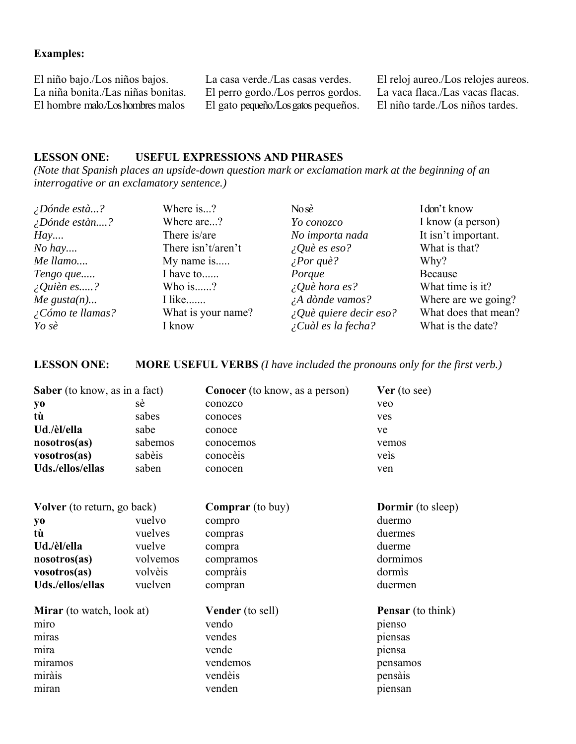**Examples:**

| | | |
|---|---|---|
| El niño bajo./Los niños bajos. | La casa verde./Las casas verdes. | El reloj aureo./Los relojes aureos. |
| La niña bonita./Las niñas bonitas. | El perro gordo./Los perros gordos. | La vaca flaca./Las vacas flacas. |
| El hombre malo./Los hombres malos | El gato pequeño./Los gatos pequeños. | El niño tarde./Los niños tardes. |

## LESSON ONE: USEFUL EXPRESSIONS AND PHRASES

*(Note that Spanish places an upside-down question mark or exclamation mark at the beginning of an interrogative or an exclamatory sentence.)*

| | | | |
|---|---|---|---|
| *¿Dónde està...?* | Where is...? | No sè | I don't know |
| *¿Dónde estàn....?* | Where are...? | *Yo conozco* | I know (a person) |
| *Hay....* | There is/are | *No importa nada* | It isn't important. |
| *No hay....* | There isn't/aren't | *¿Què es eso?* | What is that? |
| *Me llamo....* | My name is..... | *¿Por què?* | Why? |
| *Tengo que.....* | I have to...... | *Porque* | Because |
| *¿Quièn es.....?* | Who is......? | *¿Què hora es?* | What time is it? |
| *Me gusta(n)...* | I like....... | *¿A dònde vamos?* | Where are we going? |
| *¿Cómo te llamas?* | What is your name? | *¿Què quiere decir eso?* | What does that mean? |
| *Yo sè* | I know | *¿Cuàl es la fecha?* | What is the date? |

## LESSON ONE: MORE USEFUL VERBS *(I have included the pronouns only for the first verb.)*

| **Saber** (to know, as in a fact) | | **Conocer** (to know, as a person) | **Ver** (to see) |
|---|---|---|---|
| **yo** | sè | conozco | veo |
| **tù** | sabes | conoces | ves |
| **Ud./èl/ella** | sabe | conoce | ve |
| **nosotros(as)** | sabemos | conocemos | vemos |
| **vosotros(as)** | sabèis | conocèis | veìs |
| **Uds./ellos/ellas** | saben | conocen | ven |

| **Volver** (to return, go back) | | **Comprar** (to buy) | **Dormir** (to sleep) |
|---|---|---|---|
| **yo** | vuelvo | compro | duermo |
| **tù** | vuelves | compras | duermes |
| **Ud./èl/ella** | vuelve | compra | duerme |
| **nosotros(as)** | volvemos | compramos | dormimos |
| **vosotros(as)** | volvèis | compràis | dormìs |
| **Uds./ellos/ellas** | vuelven | compran | duermen |

| **Mirar** (to watch, look at) | **Vender** (to sell) | **Pensar** (to think) |
|---|---|---|
| miro | vendo | pienso |
| miras | vendes | piensas |
| mira | vende | piensa |
| miramos | vendemos | pensamos |
| miràis | vendèis | pensàis |
| miran | venden | piensan |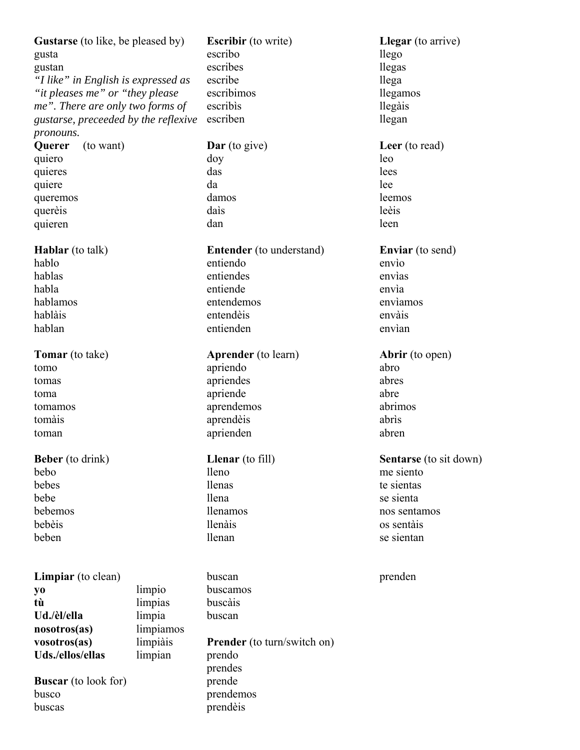**Gustarse** (to like, be pleased by)
gusta
gustan
*"I like" in English is expressed as "it pleases me" or "they please me". There are only two forms of gustarse, preceeded by the reflexive pronouns.*

**Querer** (to want)
quiero
quieres
quiere
queremos
querèis
quieren

**Hablar** (to talk)
hablo
hablas
habla
hablamos
hablàis
hablan

**Tomar** (to take)
tomo
tomas
toma
tomamos
tomàis
toman

**Beber** (to drink)
bebo
bebes
bebe
bebemos
bebèis
beben

**Limpiar** (to clean)

| | |
|---|---|
| **yo** | limpio |
| **tù** | limpias |
| **Ud./èl/ella** | limpia |
| **nosotros(as)** | limpiamos |
| **vosotros(as)** | limpiàis |
| **Uds./ellos/ellas** | limpian |

**Buscar** (to look for)
busco
buscas

**Escribir** (to write)
escribo
escribes
escribe
escribimos
escribìs
escriben

**Dar** (to give)
doy
das
da
damos
daìs
dan

**Entender** (to understand)
entiendo
entiendes
entiende
entendemos
entendèis
entienden

**Aprender** (to learn)
apriendo
apriendes
apriende
aprendemos
aprendèis
aprienden

**Llenar** (to fill)
lleno
llenas
llena
llenamos
llenàis
llenan

buscan
buscamos
buscàis
buscan

**Prender** (to turn/switch on)
prendo
prendes
prende
prendemos
prendèis

**Llegar** (to arrive)
llego
llegas
llega
llegamos
llegàis
llegan

**Leer** (to read)
leo
lees
lee
leemos
leèis
leen

**Enviar** (to send)
envìo
envìas
envìa
envìamos
envàis
envìan

**Abrir** (to open)
abro
abres
abre
abrimos
abrìs
abren

**Sentarse** (to sit down)
me siento
te sientas
se sienta
nos sentamos
os sentàis
se sientan

prenden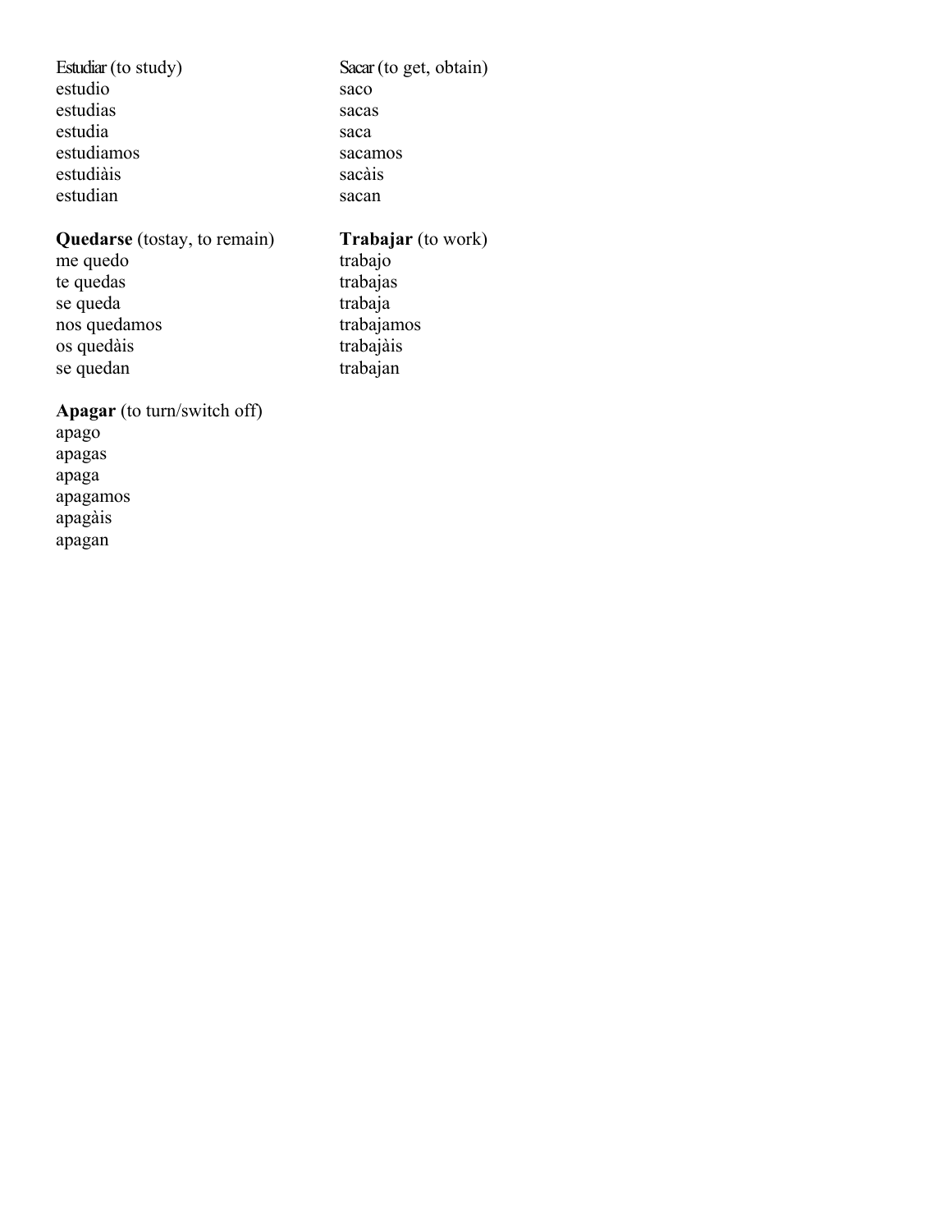Estudiar (to study)
estudio
estudias
estudia
estudiamos
estudiàis
estudian

Sacar (to get, obtain)
saco
sacas
saca
sacamos
sacàis
sacan

**Quedarse** (tostay, to remain)
me quedo
te quedas
se queda
nos quedamos
os quedàis
se quedan

**Trabajar** (to work)
trabajo
trabajas
trabaja
trabajamos
trabajàis
trabajan

**Apagar** (to turn/switch off)
apago
apagas
apaga
apagamos
apagàis
apagan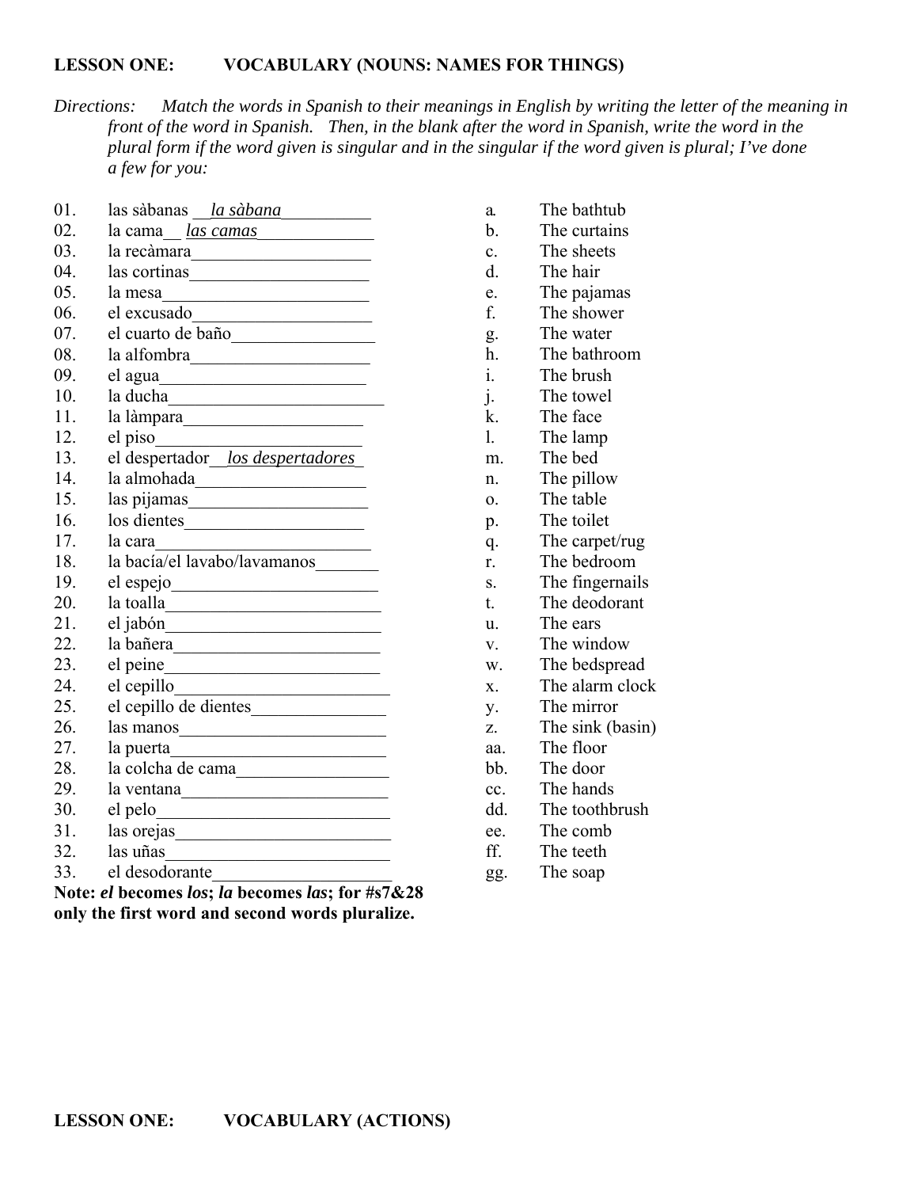**LESSON ONE: VOCABULARY (NOUNS: NAMES FOR THINGS)**

*Directions: Match the words in Spanish to their meanings in English by writing the letter of the meaning in front of the word in Spanish. Then, in the blank after the word in Spanish, write the word in the plural form if the word given is singular and in the singular if the word given is plural; I've done a few for you:*

01. las sàbanas __*la sàbana*__________
02. la cama__ *las camas*_____________
03. la recàmara____________________
04. las cortinas____________________
05. la mesa_______________________
06. el excusado____________________
07. el cuarto de baño________________
08. la alfombra____________________
09. el agua_______________________
10. la ducha________________________
11. la làmpara_____________________
12. el piso_______________________
13. el despertador__*los despertadores*_
14. la almohada___________________
15. las pijamas____________________
16. los dientes____________________
17. la cara________________________
18. la bacía/el lavabo/lavamanos_______
19. el espejo_______________________
20. la toalla________________________
21. el jabón________________________
22. la bañera_______________________
23. el peine________________________
24. el cepillo________________________
25. el cepillo de dientes_______________
26. las manos_______________________
27. la puerta________________________
28. la colcha de cama_________________
29. la ventana_______________________
30. el pelo__________________________
31. las orejas________________________
32. las uñas_________________________
33. el desodorante____________________

**Note: *el* becomes *los*; *la* becomes *las*; for #s7&28 only the first word and second words pluralize.**

a. The bathtub
b. The curtains
c. The sheets
d. The hair
e. The pajamas
f. The shower
g. The water
h. The bathroom
i. The brush
j. The towel
k. The face
l. The lamp
m. The bed
n. The pillow
o. The table
p. The toilet
q. The carpet/rug
r. The bedroom
s. The fingernails
t. The deodorant
u. The ears
v. The window
w. The bedspread
x. The alarm clock
y. The mirror
z. The sink (basin)
aa. The floor
bb. The door
cc. The hands
dd. The toothbrush
ee. The comb
ff. The teeth
gg. The soap

**LESSON ONE: VOCABULARY (ACTIONS)**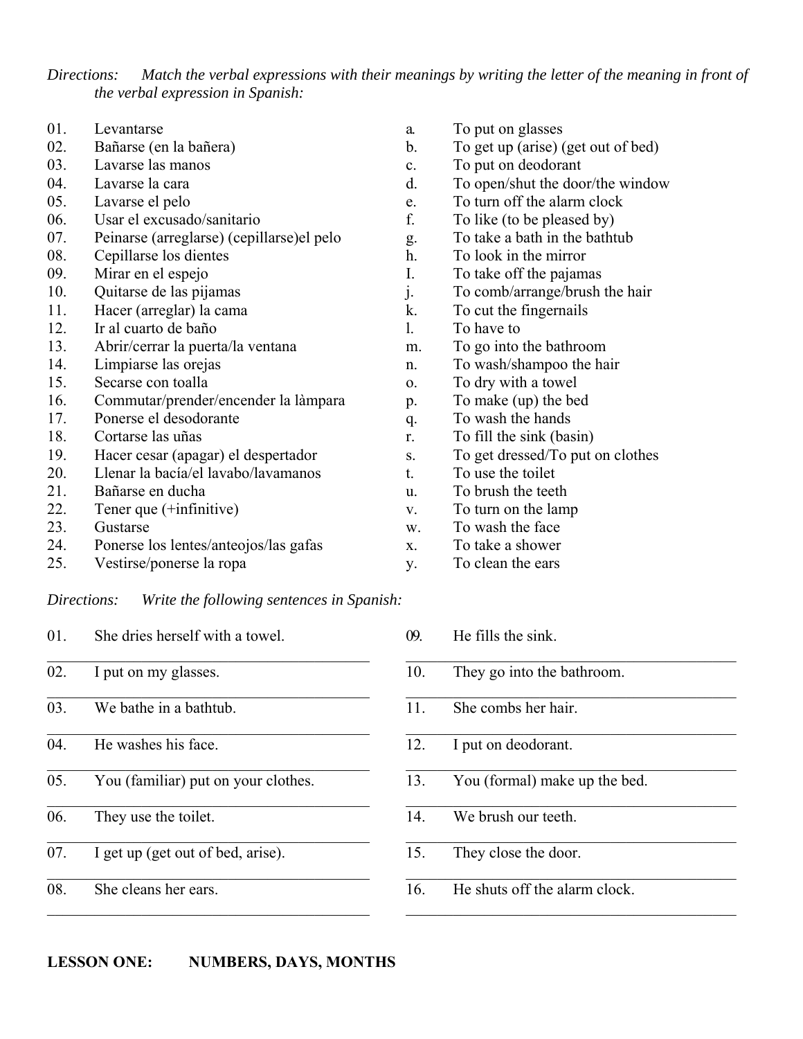*Directions: Match the verbal expressions with their meanings by writing the letter of the meaning in front of the verbal expression in Spanish:*

| | | | |
|---|---|---|---|
| 01. | Levantarse | a. | To put on glasses |
| 02. | Bañarse (en la bañera) | b. | To get up (arise) (get out of bed) |
| 03. | Lavarse las manos | c. | To put on deodorant |
| 04. | Lavarse la cara | d. | To open/shut the door/the window |
| 05. | Lavarse el pelo | e. | To turn off the alarm clock |
| 06. | Usar el excusado/sanitario | f. | To like (to be pleased by) |
| 07. | Peinarse (arreglarse) (cepillarse)el pelo | g. | To take a bath in the bathtub |
| 08. | Cepillarse los dientes | h. | To look in the mirror |
| 09. | Mirar en el espejo | I. | To take off the pajamas |
| 10. | Quitarse de las pijamas | j. | To comb/arrange/brush the hair |
| 11. | Hacer (arreglar) la cama | k. | To cut the fingernails |
| 12. | Ir al cuarto de baño | l. | To have to |
| 13. | Abrir/cerrar la puerta/la ventana | m. | To go into the bathroom |
| 14. | Limpiarse las orejas | n. | To wash/shampoo the hair |
| 15. | Secarse con toalla | o. | To dry with a towel |
| 16. | Commutar/prender/encender la làmpara | p. | To make (up) the bed |
| 17. | Ponerse el desodorante | q. | To wash the hands |
| 18. | Cortarse las uñas | r. | To fill the sink (basin) |
| 19. | Hacer cesar (apagar) el despertador | s. | To get dressed/To put on clothes |
| 20. | Llenar la bacía/el lavabo/lavamanos | t. | To use the toilet |
| 21. | Bañarse en ducha | u. | To brush the teeth |
| 22. | Tener que (+infinitive) | v. | To turn on the lamp |
| 23. | Gustarse | w. | To wash the face |
| 24. | Ponerse los lentes/anteojos/las gafas | x. | To take a shower |
| 25. | Vestirse/ponerse la ropa | y. | To clean the ears |

*Directions: Write the following sentences in Spanish:*

01. She dries herself with a towel.

_______________________________________

02. I put on my glasses.

_______________________________________

03. We bathe in a bathtub.

_______________________________________

04. He washes his face.

_______________________________________

05. You (familiar) put on your clothes.

_______________________________________

06. They use the toilet.

_______________________________________

07. I get up (get out of bed, arise).

_______________________________________

08. She cleans her ears.

_______________________________________

09. He fills the sink.

_______________________________________

10. They go into the bathroom.

_______________________________________

11. She combs her hair.

_______________________________________

12. I put on deodorant.

_______________________________________

13. You (formal) make up the bed.

_______________________________________

14. We brush our teeth.

_______________________________________

15. They close the door.

_______________________________________

16. He shuts off the alarm clock.

_______________________________________

**LESSON ONE: NUMBERS, DAYS, MONTHS**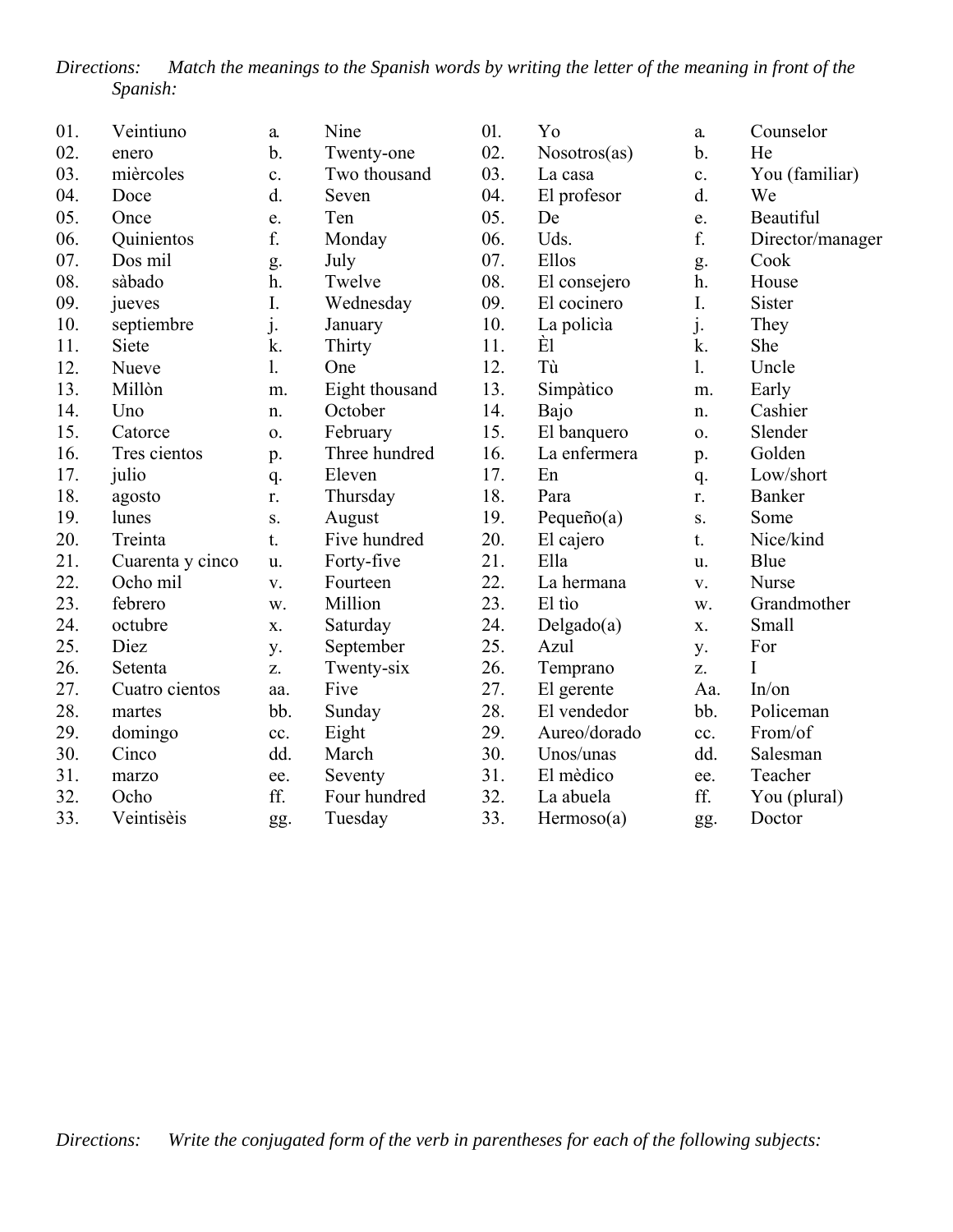*Directions: Match the meanings to the Spanish words by writing the letter of the meaning in front of the Spanish:*

| | | | | | | | |
|---|---|---|---|---|---|---|---|
| 01. | Veintiuno | a. | Nine | 01. | Yo | a. | Counselor |
| 02. | enero | b. | Twenty-one | 02. | Nosotros(as) | b. | He |
| 03. | mièrcoles | c. | Two thousand | 03. | La casa | c. | You (familiar) |
| 04. | Doce | d. | Seven | 04. | El profesor | d. | We |
| 05. | Once | e. | Ten | 05. | De | e. | Beautiful |
| 06. | Quinientos | f. | Monday | 06. | Uds. | f. | Director/manager |
| 07. | Dos mil | g. | July | 07. | Ellos | g. | Cook |
| 08. | sàbado | h. | Twelve | 08. | El consejero | h. | House |
| 09. | jueves | I. | Wednesday | 09. | El cocinero | I. | Sister |
| 10. | septiembre | j. | January | 10. | La policìa | j. | They |
| 11. | Siete | k. | Thirty | 11. | Èl | k. | She |
| 12. | Nueve | l. | One | 12. | Tù | l. | Uncle |
| 13. | Millòn | m. | Eight thousand | 13. | Simpàtico | m. | Early |
| 14. | Uno | n. | October | 14. | Bajo | n. | Cashier |
| 15. | Catorce | o. | February | 15. | El banquero | o. | Slender |
| 16. | Tres cientos | p. | Three hundred | 16. | La enfermera | p. | Golden |
| 17. | julio | q. | Eleven | 17. | En | q. | Low/short |
| 18. | agosto | r. | Thursday | 18. | Para | r. | Banker |
| 19. | lunes | s. | August | 19. | Pequeño(a) | s. | Some |
| 20. | Treinta | t. | Five hundred | 20. | El cajero | t. | Nice/kind |
| 21. | Cuarenta y cinco | u. | Forty-five | 21. | Ella | u. | Blue |
| 22. | Ocho mil | v. | Fourteen | 22. | La hermana | v. | Nurse |
| 23. | febrero | w. | Million | 23. | El tìo | w. | Grandmother |
| 24. | octubre | x. | Saturday | 24. | Delgado(a) | x. | Small |
| 25. | Diez | y. | September | 25. | Azul | y. | For |
| 26. | Setenta | z. | Twenty-six | 26. | Temprano | z. | I |
| 27. | Cuatro cientos | aa. | Five | 27. | El gerente | Aa. | In/on |
| 28. | martes | bb. | Sunday | 28. | El vendedor | bb. | Policeman |
| 29. | domingo | cc. | Eight | 29. | Aureo/dorado | cc. | From/of |
| 30. | Cinco | dd. | March | 30. | Unos/unas | dd. | Salesman |
| 31. | marzo | ee. | Seventy | 31. | El mèdico | ee. | Teacher |
| 32. | Ocho | ff. | Four hundred | 32. | La abuela | ff. | You (plural) |
| 33. | Veintisèis | gg. | Tuesday | 33. | Hermoso(a) | gg. | Doctor |

*Directions: Write the conjugated form of the verb in parentheses for each of the following subjects:*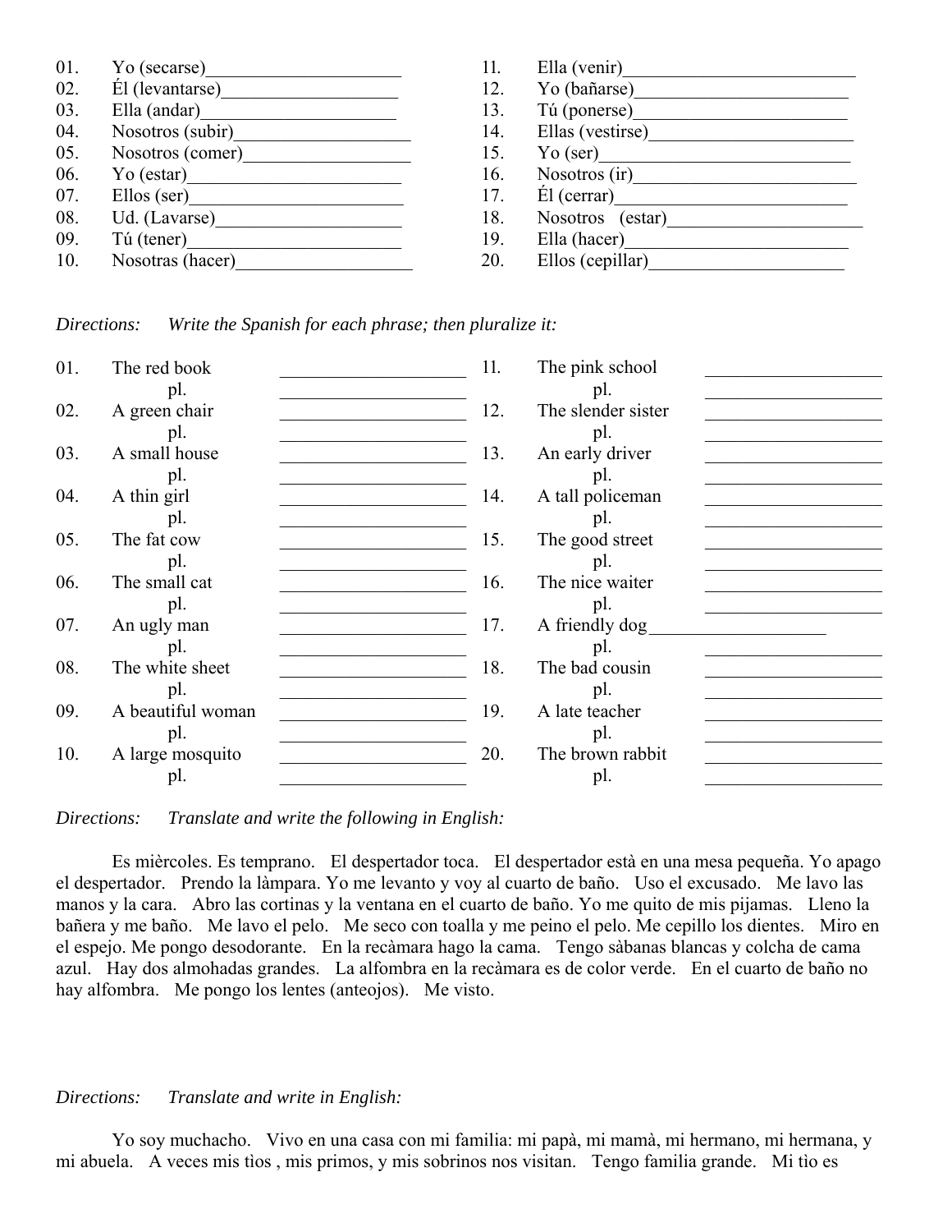| | | | |
|---|---|---|---|
| 01. | Yo (secarse)_____________________ | 11. | Ella (venir)__________________________ |
| 02. | Él (levantarse)___________________ | 12. | Yo (bañarse)________________________ |
| 03. | Ella (andar)_____________________ | 13. | Tú (ponerse)________________________ |
| 04. | Nosotros (subir)___________________ | 14. | Ellas (vestirse)______________________ |
| 05. | Nosotros (comer)__________________ | 15. | Yo (ser)___________________________ |
| 06. | Yo (estar)______________________ | 16. | Nosotros (ir)________________________ |
| 07. | Ellos (ser)______________________ | 17. | Él (cerrar)_________________________ |
| 08. | Ud. (Lavarse)____________________ | 18. | Nosotros (estar)_____________________ |
| 09. | Tú (tener)______________________ | 19. | Ella (hacer)________________________ |
| 10. | Nosotras (hacer)___________________ | 20. | Ellos (cepillar)_____________________ |

*Directions: Write the Spanish for each phrase; then pluralize it:*

| | | | | | |
|---|---|---|---|---|---|
| 01. | The red book | ____________________ | 11. | The pink school | ___________________ |
| | pl. | ____________________ | | pl. | ___________________ |
| 02. | A green chair | ____________________ | 12. | The slender sister | ___________________ |
| | pl. | ____________________ | | pl. | ___________________ |
| 03. | A small house | ____________________ | 13. | An early driver | ___________________ |
| | pl. | ____________________ | | pl. | ___________________ |
| 04. | A thin girl | ____________________ | 14. | A tall policeman | ___________________ |
| | pl. | ____________________ | | pl. | ___________________ |
| 05. | The fat cow | ____________________ | 15. | The good street | ___________________ |
| | pl. | ____________________ | | pl. | ___________________ |
| 06. | The small cat | ____________________ | 16. | The nice waiter | ___________________ |
| | pl. | ____________________ | | pl. | ___________________ |
| 07. | An ugly man | ____________________ | 17. | A friendly dog___________________ | |
| | pl. | ____________________ | | pl. | ___________________ |
| 08. | The white sheet | ____________________ | 18. | The bad cousin | ___________________ |
| | pl. | ____________________ | | pl. | ___________________ |
| 09. | A beautiful woman | ____________________ | 19. | A late teacher | ___________________ |
| | pl. | ____________________ | | pl. | ___________________ |
| 10. | A large mosquito | ____________________ | 20. | The brown rabbit | ___________________ |
| | pl. | ____________________ | | pl. | ___________________ |

*Directions: Translate and write the following in English:*

Es mièrcoles. Es temprano. El despertador toca. El despertador està en una mesa pequeña. Yo apago el despertador. Prendo la làmpara. Yo me levanto y voy al cuarto de baño. Uso el excusado. Me lavo las manos y la cara. Abro las cortinas y la ventana en el cuarto de baño. Yo me quito de mis pijamas. Lleno la bañera y me baño. Me lavo el pelo. Me seco con toalla y me peino el pelo. Me cepillo los dientes. Miro en el espejo. Me pongo desodorante. En la recàmara hago la cama. Tengo sàbanas blancas y colcha de cama azul. Hay dos almohadas grandes. La alfombra en la recàmara es de color verde. En el cuarto de baño no hay alfombra. Me pongo los lentes (anteojos). Me visto.

*Directions: Translate and write in English:*

Yo soy muchacho. Vivo en una casa con mi familia: mi papà, mi mamà, mi hermano, mi hermana, y mi abuela. A veces mis tìos , mis primos, y mis sobrinos nos visitan. Tengo familia grande. Mi tìo es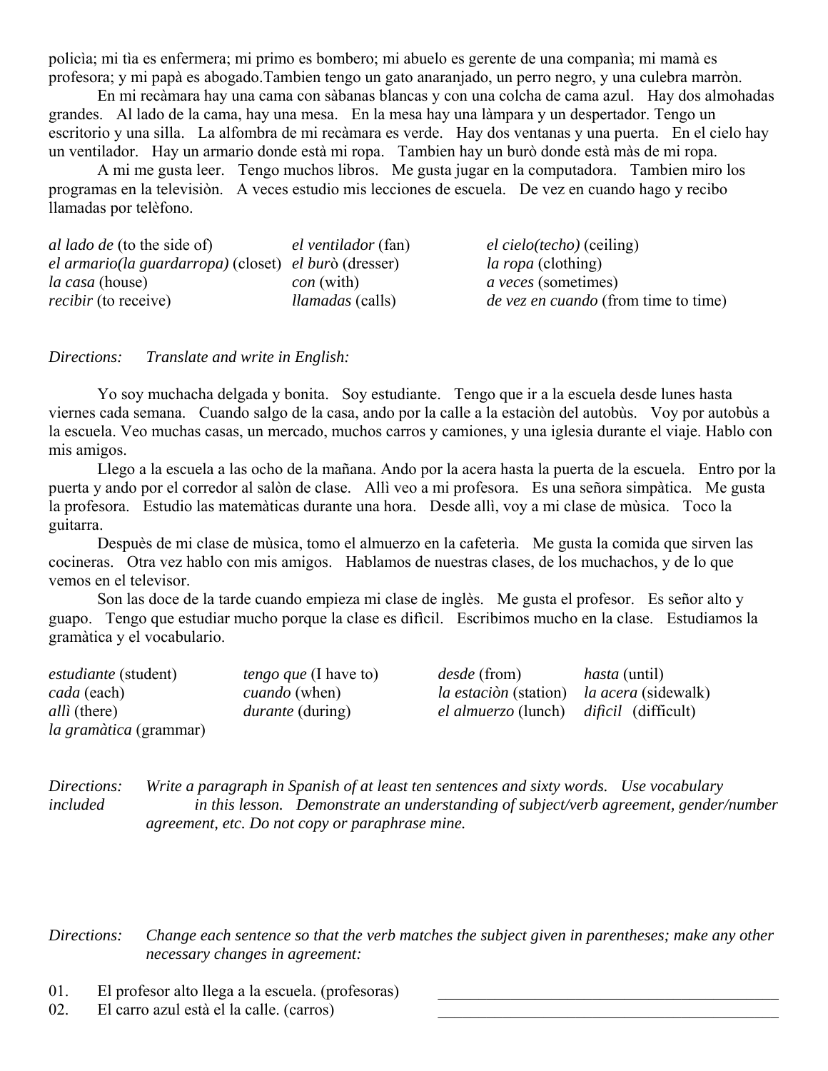policìa; mi tìa es enfermera; mi primo es bombero; mi abuelo es gerente de una companìa; mi mamà es profesora; y mi papà es abogado.Tambien tengo un gato anaranjado, un perro negro, y una culebra marròn.

En mi recàmara hay una cama con sàbanas blancas y con una colcha de cama azul. Hay dos almohadas grandes. Al lado de la cama, hay una mesa. En la mesa hay una làmpara y un despertador. Tengo un escritorio y una silla. La alfombra de mi recàmara es verde. Hay dos ventanas y una puerta. En el cielo hay un ventilador. Hay un armario donde està mi ropa. Tambien hay un burò donde està màs de mi ropa.

A mi me gusta leer. Tengo muchos libros. Me gusta jugar en la computadora. Tambien miro los programas en la televisiòn. A veces estudio mis lecciones de escuela. De vez en cuando hago y recibo llamadas por telèfono.

| | | |
|---|---|---|
| *al lado de* (to the side of) | *el ventilador* (fan) | *el cielo(techo)* (ceiling) |
| *el armario(la guardarropa)* (closet) | *el burò* (dresser) | *la ropa* (clothing) |
| *la casa* (house) | *con* (with) | *a veces* (sometimes) |
| *recibir* (to receive) | *llamadas* (calls) | *de vez en cuando* (from time to time) |

*Directions: Translate and write in English:*

Yo soy muchacha delgada y bonita. Soy estudiante. Tengo que ir a la escuela desde lunes hasta viernes cada semana. Cuando salgo de la casa, ando por la calle a la estaciòn del autobùs. Voy por autobùs a la escuela. Veo muchas casas, un mercado, muchos carros y camiones, y una iglesia durante el viaje. Hablo con mis amigos.

Llego a la escuela a las ocho de la mañana. Ando por la acera hasta la puerta de la escuela. Entro por la puerta y ando por el corredor al salòn de clase. Allì veo a mi profesora. Es una señora simpàtica. Me gusta la profesora. Estudio las matemàticas durante una hora. Desde allì, voy a mi clase de mùsica. Toco la guitarra.

Despuès de mi clase de mùsica, tomo el almuerzo en la cafeterìa. Me gusta la comida que sirven las cocineras. Otra vez hablo con mis amigos. Hablamos de nuestras clases, de los muchachos, y de lo que vemos en el televisor.

Son las doce de la tarde cuando empieza mi clase de inglès. Me gusta el profesor. Es señor alto y guapo. Tengo que estudiar mucho porque la clase es dificil. Escribimos mucho en la clase. Estudiamos la gramàtica y el vocabulario.

| | | | |
|---|---|---|---|
| *estudiante* (student) | *tengo que* (I have to) | *desde* (from) | *hasta* (until) |
| *cada* (each) | *cuando* (when) | *la estaciòn* (station) | *la acera* (sidewalk) |
| *allì* (there) | *durante* (during) | *el almuerzo* (lunch) | *dificil* (difficult) |
| *la gramàtica* (grammar) | | | |

*Directions: Write a paragraph in Spanish of at least ten sentences and sixty words. Use vocabulary included in this lesson. Demonstrate an understanding of subject/verb agreement, gender/number agreement, etc. Do not copy or paraphrase mine.*

*Directions: Change each sentence so that the verb matches the subject given in parentheses; make any other necessary changes in agreement:*

01. El profesor alto llega a la escuela. (profesoras) \_\_\_\_\_\_\_\_\_\_\_\_\_\_\_\_\_\_\_\_\_\_\_\_\_\_\_\_\_\_\_\_\_\_\_\_\_\_\_\_
02. El carro azul està el la calle. (carros) \_\_\_\_\_\_\_\_\_\_\_\_\_\_\_\_\_\_\_\_\_\_\_\_\_\_\_\_\_\_\_\_\_\_\_\_\_\_\_\_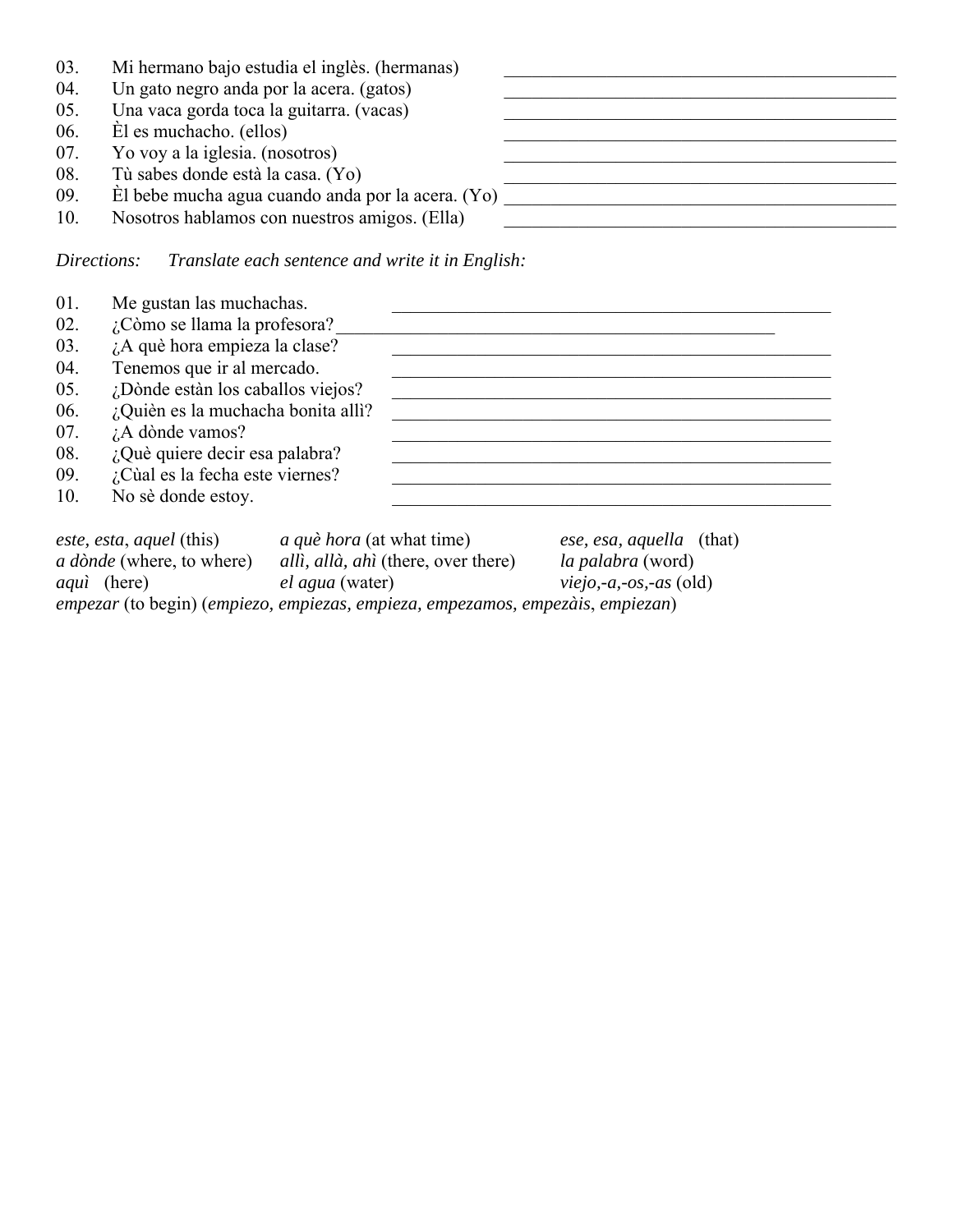03. Mi hermano bajo estudia el inglès. (hermanas) ____________________________________________
04. Un gato negro anda por la acera. (gatos) ____________________________________________
05. Una vaca gorda toca la guitarra. (vacas) ____________________________________________
06. Èl es muchacho. (ellos) ____________________________________________
07. Yo voy a la iglesia. (nosotros) ____________________________________________
08. Tù sabes donde està la casa. (Yo) ____________________________________________
09. Èl bebe mucha agua cuando anda por la acera. (Yo) ____________________________________________
10. Nosotros hablamos con nuestros amigos. (Ella) ____________________________________________

*Directions: Translate each sentence and write it in English:*

01. Me gustan las muchachas. ____________________________________________
02. ¿Còmo se llama la profesora? ____________________________________________
03. ¿A què hora empieza la clase? ____________________________________________
04. Tenemos que ir al mercado. ____________________________________________
05. ¿Dònde estàn los caballos viejos? ____________________________________________
06. ¿Quièn es la muchacha bonita allì? ____________________________________________
07. ¿A dònde vamos? ____________________________________________
08. ¿Què quiere decir esa palabra? ____________________________________________
09. ¿Cùal es la fecha este viernes? ____________________________________________
10. No sè donde estoy. ____________________________________________

| | | |
|---|---|---|
| *este, esta*, *aquel* (this) | *a què hora* (at what time) | *ese, esa, aquella* (that) |
| *a dònde* (where, to where) | *allì, allà, ahì* (there, over there) | *la palabra* (word) |
| *aquì* (here) | *el agua* (water) | *viejo,-a,-os,-as* (old) |

*empezar* (to begin) (*empiezo, empiezas, empieza, empezamos, empezàis*, *empiezan*)